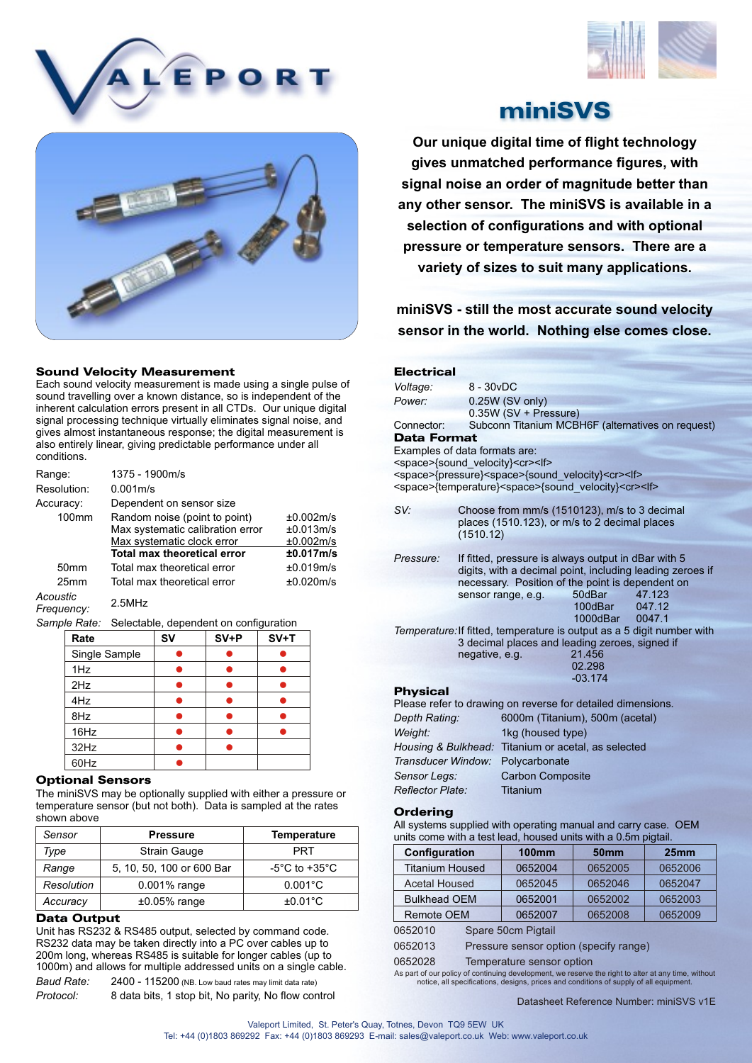# VALEPORT

# miniSVS

**Our unique digital time of flight technology gives unmatched performance figures, with signal noise an order of magnitude better than any other sensor. The miniSVS is available in a selection of configurations and with optional pressure or temperature sensors. There are a variety of sizes to suit many applications.**

**miniSVS - still the most accurate sound velocity sensor in the world. Nothing else comes close.**

## Sound Velocity Measurement

Each sound velocity measurement is made using a single pulse of sound travelling over a known distance, so is independent of the inherent calculation errors present in all CTDs. Our unique digital signal processing technique virtually eliminates signal noise, and gives almost instantaneous response; the digital measurement is also entirely linear, giving predictable performance under all conditions.

| | | |
|---|---|---|
| Range: | 1375 - 1900m/s | |
| Resolution: | 0.001m/s | |
| Accuracy: | Dependent on sensor size | |
| 100mm | Random noise (point to point) | ±0.002m/s |
| | Max systematic calibration error | ±0.013m/s |
| | Max systematic clock error | ±0.002m/s |
| | **Total max theoretical error** | **±0.017m/s** |
| 50mm | Total max theoretical error | ±0.019m/s |
| 25mm | Total max theoretical error | ±0.020m/s |
| *Acoustic Frequency:* | 2.5MHz | |
| *Sample Rate:* | Selectable, dependent on configuration | |

| Rate | SV | SV+P | SV+T |
|---|---|---|---|
| Single Sample | ● | ● | ● |
| 1Hz | ● | ● | ● |
| 2Hz | ● | ● | ● |
| 4Hz | ● | ● | ● |
| 8Hz | ● | ● | ● |
| 16Hz | ● | ● | ● |
| 32Hz | ● | ● | |
| 60Hz | ● | | |

## Optional Sensors

The miniSVS may be optionally supplied with either a pressure or temperature sensor (but not both). Data is sampled at the rates shown above

| *Sensor* | Pressure | Temperature |
|---|---|---|
| *Type* | Strain Gauge | PRT |
| *Range* | 5, 10, 50, 100 or 600 Bar | -5°C to +35°C |
| *Resolution* | 0.001% range | 0.001°C |
| *Accuracy* | ±0.05% range | ±0.01°C |

## Data Output

Unit has RS232 & RS485 output, selected by command code. RS232 data may be taken directly into a PC over cables up to 200m long, whereas RS485 is suitable for longer cables (up to 1000m) and allows for multiple addressed units on a single cable.

*Baud Rate:* 2400 - 115200 (NB. Low baud rates may limit data rate)
*Protocol:* 8 data bits, 1 stop bit, No parity, No flow control

## Electrical

*Voltage:* 8 - 30vDC
*Power:* 0.25W (SV only)
0.35W (SV + Pressure)
Connector: Subconn Titanium MCBH6F (alternatives on request)

## Data Format

Examples of data formats are:
<space>{sound_velocity}<cr><lf>
<space>{pressure}<space>{sound_velocity}<cr><lf>
<space>{temperature}<space>{sound_velocity}<cr><lf>

*SV:* Choose from mm/s (1510123), m/s to 3 decimal places (1510.123), or m/s to 2 decimal places (1510.12)

*Pressure:* If fitted, pressure is always output in dBar with 5 digits, with a decimal point, including leading zeroes if necessary. Position of the point is dependent on sensor range, e.g.
50dBar 47.123
100dBar 047.12
1000dBar 0047.1

*Temperature:* If fitted, temperature is output as a 5 digit number with 3 decimal places and leading zeroes, signed if negative, e.g.
21.456
02.298
-03.174

## Physical

Please refer to drawing on reverse for detailed dimensions.

*Depth Rating:* 6000m (Titanium), 500m (acetal)
*Weight:* 1kg (housed type)
*Housing & Bulkhead:* Titanium or acetal, as selected
*Transducer Window:* Polycarbonate
*Sensor Legs:* Carbon Composite
*Reflector Plate:* Titanium

## Ordering

All systems supplied with operating manual and carry case. OEM units come with a test lead, housed units with a 0.5m pigtail.

| Configuration | 100mm | 50mm | 25mm |
|---|---|---|---|
| Titanium Housed | 0652004 | 0652005 | 0652006 |
| Acetal Housed | 0652045 | 0652046 | 0652047 |
| Bulkhead OEM | 0652001 | 0652002 | 0652003 |
| Remote OEM | 0652007 | 0652008 | 0652009 |

0652010 Spare 50cm Pigtail
0652013 Pressure sensor option (specify range)
0652028 Temperature sensor option

As part of our policy of continuing development, we reserve the right to alter at any time, without notice, all specifications, designs, prices and conditions of supply of all equipment.

Datasheet Reference Number: miniSVS v1E

Valeport Limited, St. Peter's Quay, Totnes, Devon TQ9 5EW UK
Tel: +44 (0)1803 869292 Fax: +44 (0)1803 869293 E-mail: sales@valeport.co.uk Web: www.valeport.co.uk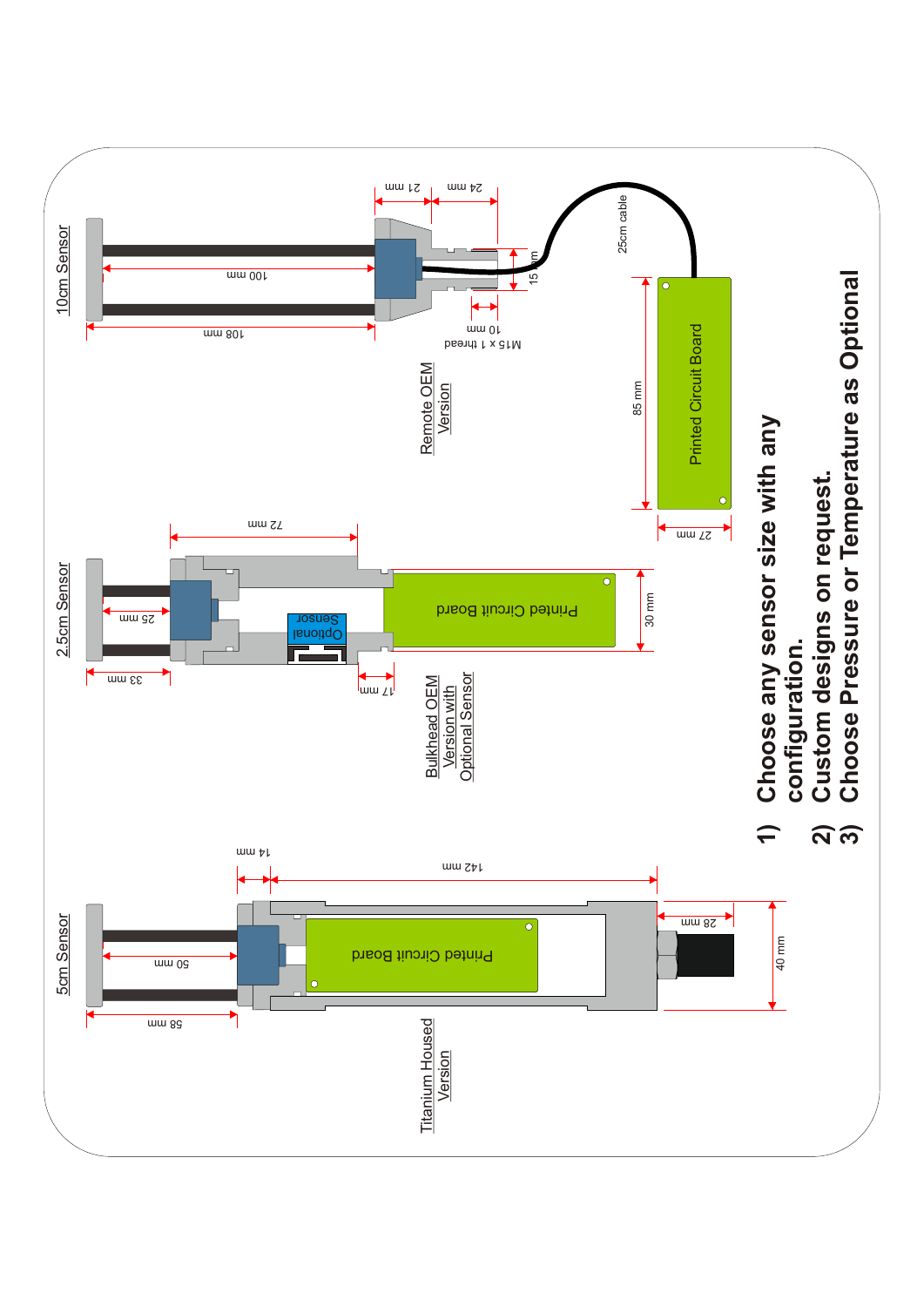5cm Sensor

Titanium Housed Version

58 mm

50 mm

14 mm

142 mm

Printed Circuit Board

28 mm

40 mm

2.5cm Sensor

Bulkhead OEM Version with Optional Sensor

33 mm

25 mm

72 mm

Optional Sensor

17 mm

Printed Circuit Board

30 mm

10cm Sensor

Remote OEM Version

108 mm

100 mm

21 mm

24 mm

15 mm

10 mm

M15 x 1 thread

25cm cable

85 mm

Printed Circuit Board

27 mm

1) **Choose any sensor size with any configuration.**

2) **Custom designs on request.**

3) **Choose Pressure or Temperature as Optional**